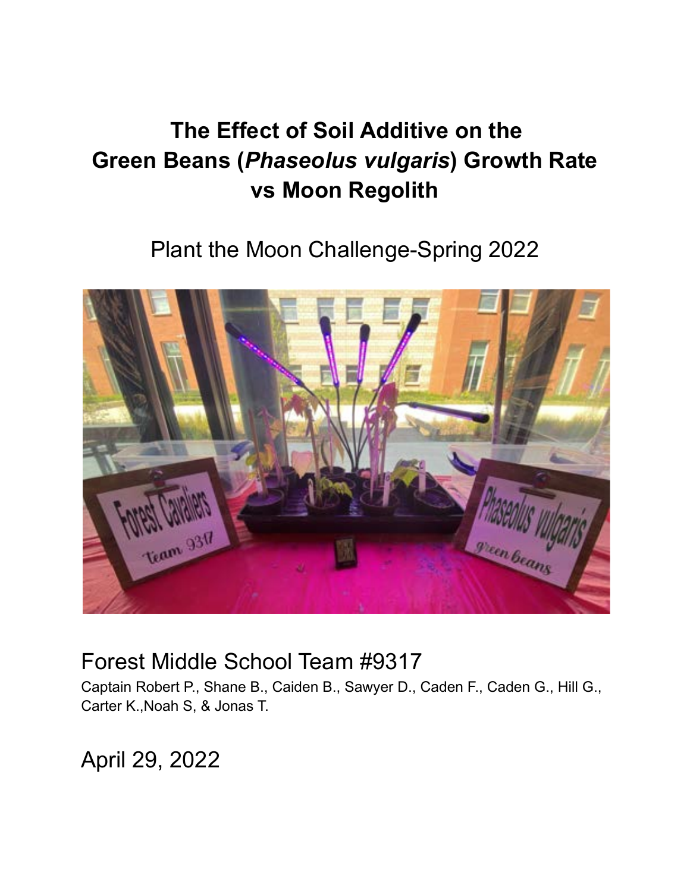# The Effect of Soil Additive on the Green Beans (*Phaseolus vulgaris*) Growth Rate vs Moon Regolith

Plant the Moon Challenge-Spring 2022

Forest Middle School Team #9317

Captain Robert P., Shane B., Caiden B., Sawyer D., Caden F., Caden G., Hill G., Carter K.,Noah S, & Jonas T.

April 29, 2022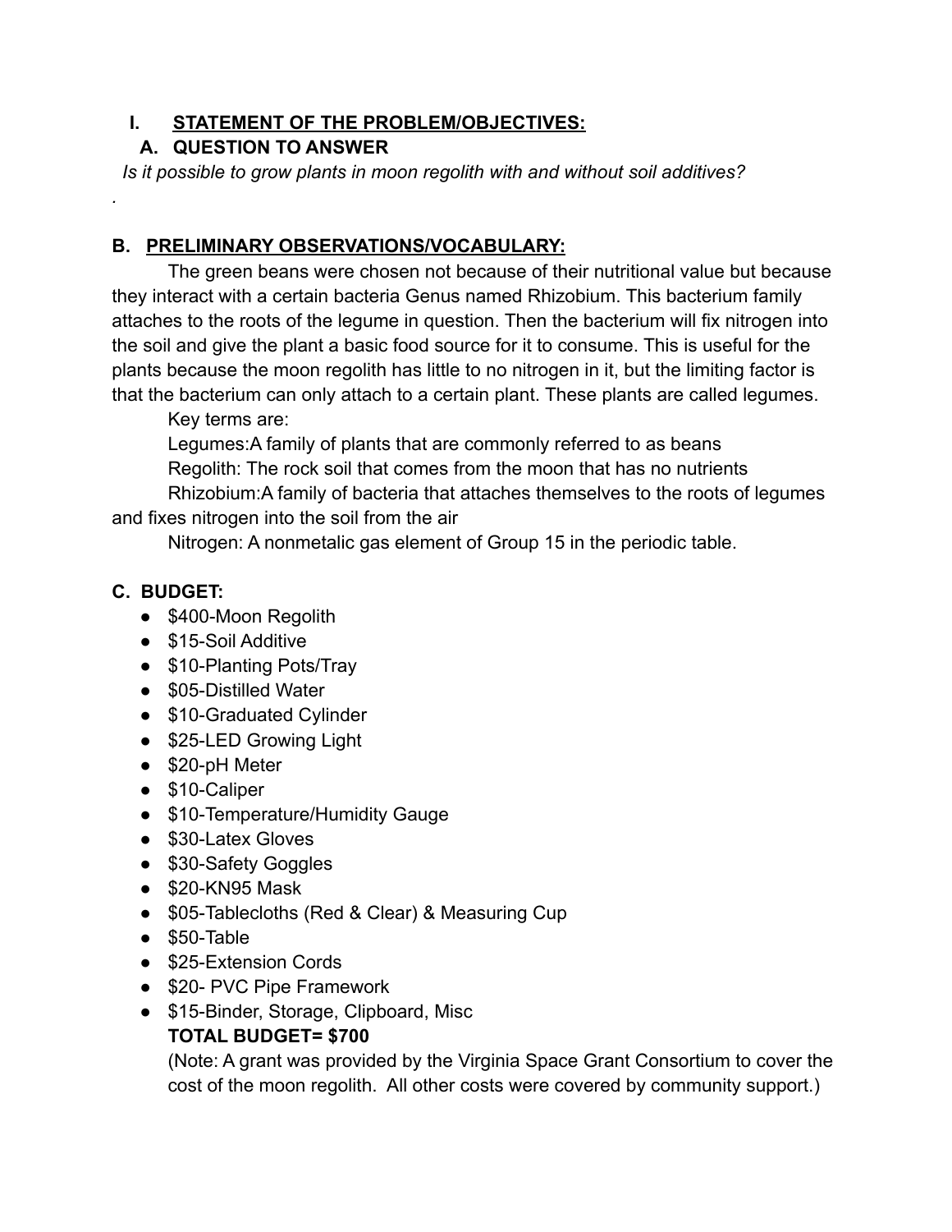## I. STATEMENT OF THE PROBLEM/OBJECTIVES:

### A. QUESTION TO ANSWER

*Is it possible to grow plants in moon regolith with and without soil additives?*

.

### B. PRELIMINARY OBSERVATIONS/VOCABULARY:

The green beans were chosen not because of their nutritional value but because they interact with a certain bacteria Genus named Rhizobium. This bacterium family attaches to the roots of the legume in question. Then the bacterium will fix nitrogen into the soil and give the plant a basic food source for it to consume. This is useful for the plants because the moon regolith has little to no nitrogen in it, but the limiting factor is that the bacterium can only attach to a certain plant. These plants are called legumes.

Key terms are:

Legumes:A family of plants that are commonly referred to as beans

Regolith: The rock soil that comes from the moon that has no nutrients

Rhizobium:A family of bacteria that attaches themselves to the roots of legumes and fixes nitrogen into the soil from the air

Nitrogen: A nonmetalic gas element of Group 15 in the periodic table.

### C. BUDGET:

- $400-Moon Regolith
- $15-Soil Additive
- $10-Planting Pots/Tray
- $05-Distilled Water
- $10-Graduated Cylinder
- $25-LED Growing Light
- $20-pH Meter
- $10-Caliper
- $10-Temperature/Humidity Gauge
- $30-Latex Gloves
- $30-Safety Goggles
- $20-KN95 Mask
- $05-Tablecloths (Red & Clear) & Measuring Cup
- $50-Table
- $25-Extension Cords
- $20- PVC Pipe Framework
- $15-Binder, Storage, Clipboard, Misc

**TOTAL BUDGET= $700**

(Note: A grant was provided by the Virginia Space Grant Consortium to cover the cost of the moon regolith. All other costs were covered by community support.)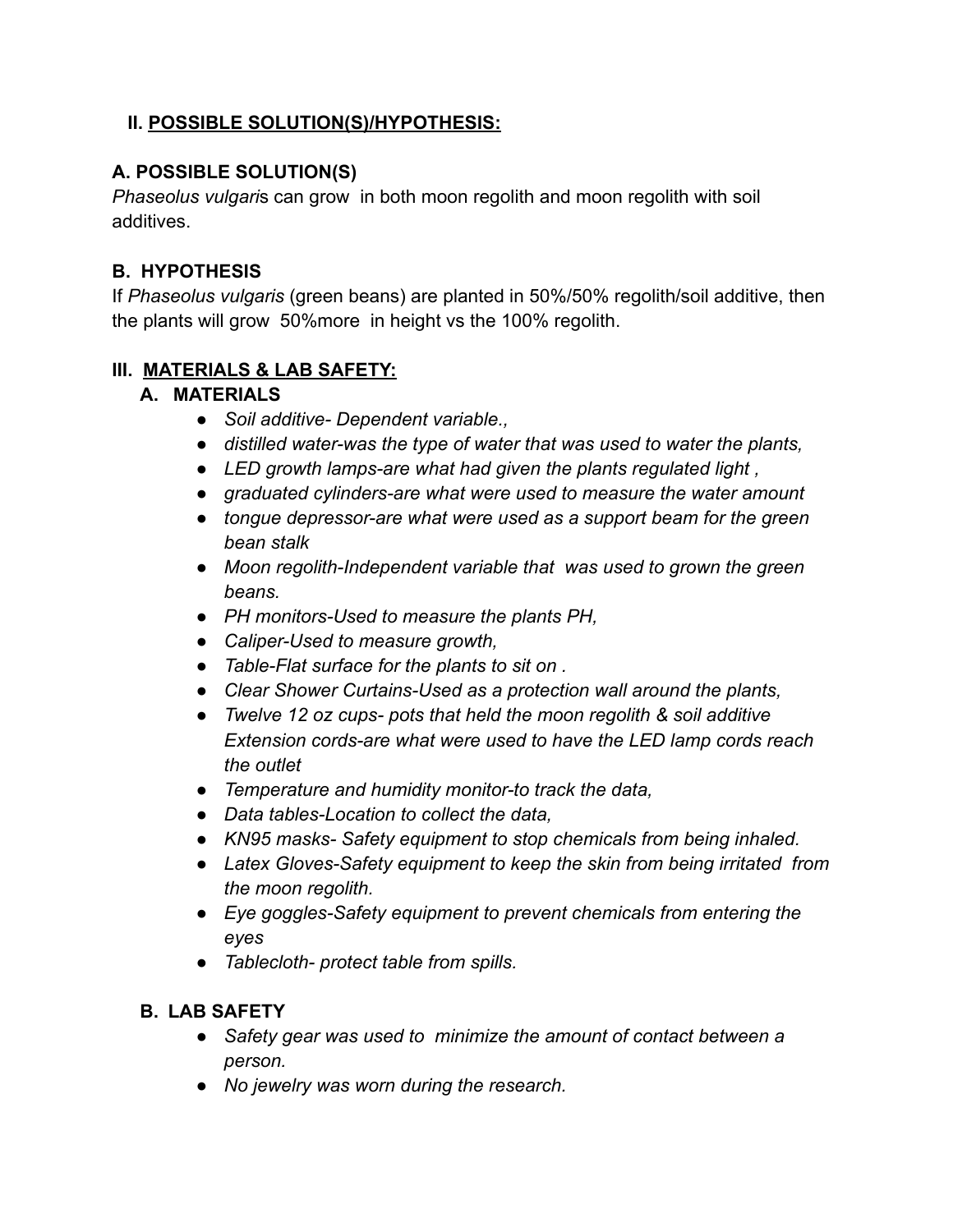## II. <u>POSSIBLE SOLUTION(S)/HYPOTHESIS:</u>

### A. POSSIBLE SOLUTION(S)

*Phaseolus vulgari*s can grow  in both moon regolith and moon regolith with soil additives.

### B.  HYPOTHESIS

If *Phaseolus vulgaris* (green beans) are planted in 50%/50% regolith/soil additive, then the plants will grow  50%more  in height vs the 100% regolith.

## III.  <u>MATERIALS & LAB SAFETY:</u>

### A.  MATERIALS

- *Soil additive- Dependent variable.,*
- *distilled water-was the type of water that was used to water the plants,*
- *LED growth lamps-are what had given the plants regulated light ,*
- *graduated cylinders-are what were used to measure the water amount*
- *tongue depressor-are what were used as a support beam for the green bean stalk*
- *Moon regolith-Independent variable that  was used to grown the green beans.*
- *PH monitors-Used to measure the plants PH,*
- *Caliper-Used to measure growth,*
- *Table-Flat surface for the plants to sit on .*
- *Clear Shower Curtains-Used as a protection wall around the plants,*
- *Twelve 12 oz cups- pots that held the moon regolith & soil additive Extension cords-are what were used to have the LED lamp cords reach the outlet*
- *Temperature and humidity monitor-to track the data,*
- *Data tables-Location to collect the data,*
- *KN95 masks- Safety equipment to stop chemicals from being inhaled.*
- *Latex Gloves-Safety equipment to keep the skin from being irritated  from the moon regolith.*
- *Eye goggles-Safety equipment to prevent chemicals from entering the eyes*
- *Tablecloth- protect table from spills.*

### B.  LAB SAFETY

- *Safety gear was used to  minimize the amount of contact between a person.*
- *No jewelry was worn during the research.*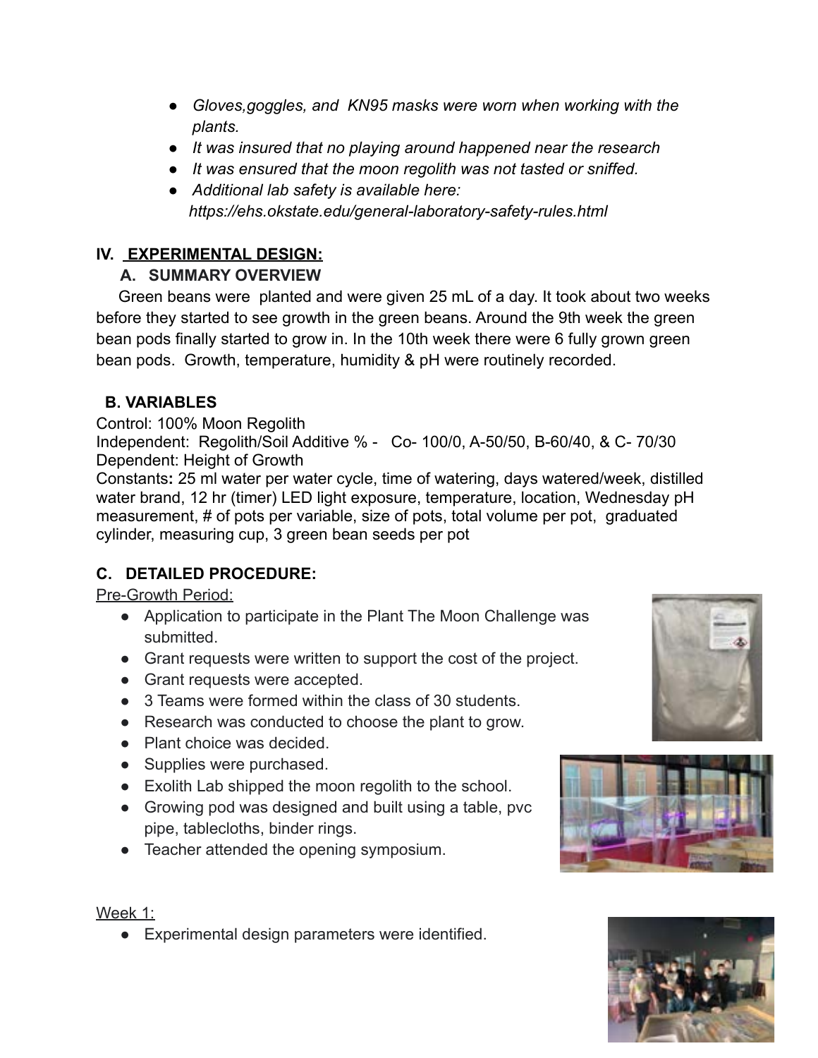- *Gloves,goggles, and  KN95 masks were worn when working with the plants.*
- *It was insured that no playing around happened near the research*
- *It was ensured that the moon regolith was not tasted or sniffed.*
- *Additional lab safety is available here: https://ehs.okstate.edu/general-laboratory-safety-rules.html*

## IV. EXPERIMENTAL DESIGN:

### A. SUMMARY OVERVIEW

Green beans were  planted and were given 25 mL of a day. It took about two weeks before they started to see growth in the green beans. Around the 9th week the green bean pods finally started to grow in. In the 10th week there were 6 fully grown green bean pods.  Growth, temperature, humidity & pH were routinely recorded.

### B. VARIABLES

Control: 100% Moon Regolith
Independent:  Regolith/Soil Additive % -   Co- 100/0, A-50/50, B-60/40, & C- 70/30
Dependent: Height of Growth
**Constants:** 25 ml water per water cycle, time of watering, days watered/week, distilled water brand, 12 hr (timer) LED light exposure, temperature, location, Wednesday pH measurement, # of pots per variable, size of pots, total volume per pot,  graduated cylinder, measuring cup, 3 green bean seeds per pot

### C. DETAILED PROCEDURE:

Pre-Growth Period:

- Application to participate in the Plant The Moon Challenge was submitted.
- Grant requests were written to support the cost of the project.
- Grant requests were accepted.
- 3 Teams were formed within the class of 30 students.
- Research was conducted to choose the plant to grow.
- Plant choice was decided.
- Supplies were purchased.
- Exolith Lab shipped the moon regolith to the school.
- Growing pod was designed and built using a table, pvc pipe, tablecloths, binder rings.
- Teacher attended the opening symposium.

Week 1:

- Experimental design parameters were identified.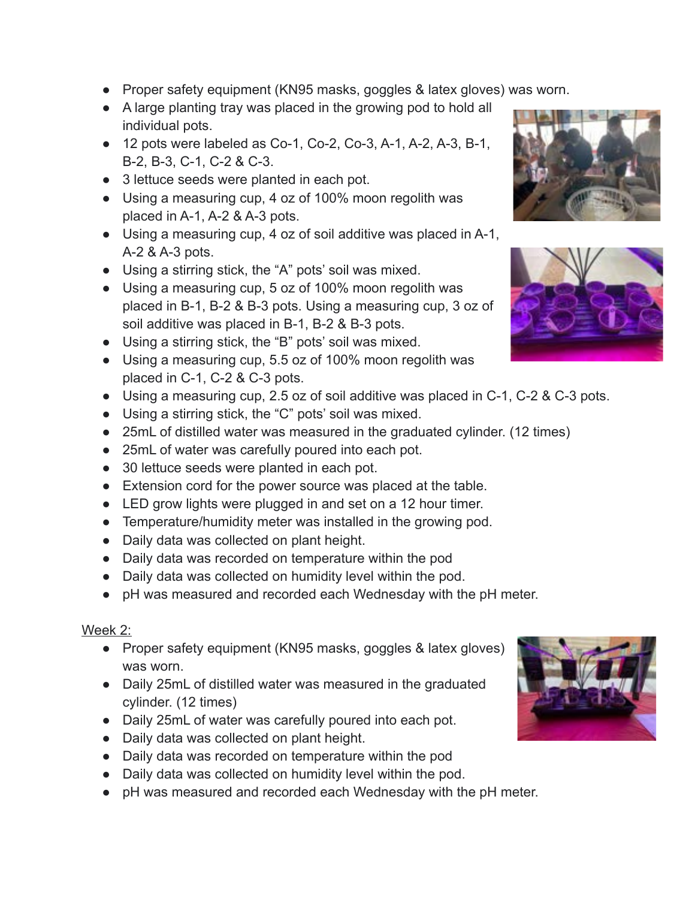- Proper safety equipment (KN95 masks, goggles & latex gloves) was worn.
- A large planting tray was placed in the growing pod to hold all individual pots.
- 12 pots were labeled as Co-1, Co-2, Co-3, A-1, A-2, A-3, B-1, B-2, B-3, C-1, C-2 & C-3.
- 3 lettuce seeds were planted in each pot.
- Using a measuring cup, 4 oz of 100% moon regolith was placed in A-1, A-2 & A-3 pots.
- Using a measuring cup, 4 oz of soil additive was placed in A-1, A-2 & A-3 pots.
- Using a stirring stick, the “A” pots’ soil was mixed.
- Using a measuring cup, 5 oz of 100% moon regolith was placed in B-1, B-2 & B-3 pots. Using a measuring cup, 3 oz of soil additive was placed in B-1, B-2 & B-3 pots.
- Using a stirring stick, the “B” pots’ soil was mixed.
- Using a measuring cup, 5.5 oz of 100% moon regolith was placed in C-1, C-2 & C-3 pots.
- Using a measuring cup, 2.5 oz of soil additive was placed in C-1, C-2 & C-3 pots.
- Using a stirring stick, the “C” pots’ soil was mixed.
- 25mL of distilled water was measured in the graduated cylinder. (12 times)
- 25mL of water was carefully poured into each pot.
- 30 lettuce seeds were planted in each pot.
- Extension cord for the power source was placed at the table.
- LED grow lights were plugged in and set on a 12 hour timer.
- Temperature/humidity meter was installed in the growing pod.
- Daily data was collected on plant height.
- Daily data was recorded on temperature within the pod
- Daily data was collected on humidity level within the pod.
- pH was measured and recorded each Wednesday with the pH meter.

Week 2:

- Proper safety equipment (KN95 masks, goggles & latex gloves) was worn.
- Daily 25mL of distilled water was measured in the graduated cylinder. (12 times)
- Daily 25mL of water was carefully poured into each pot.
- Daily data was collected on plant height.
- Daily data was recorded on temperature within the pod
- Daily data was collected on humidity level within the pod.
- pH was measured and recorded each Wednesday with the pH meter.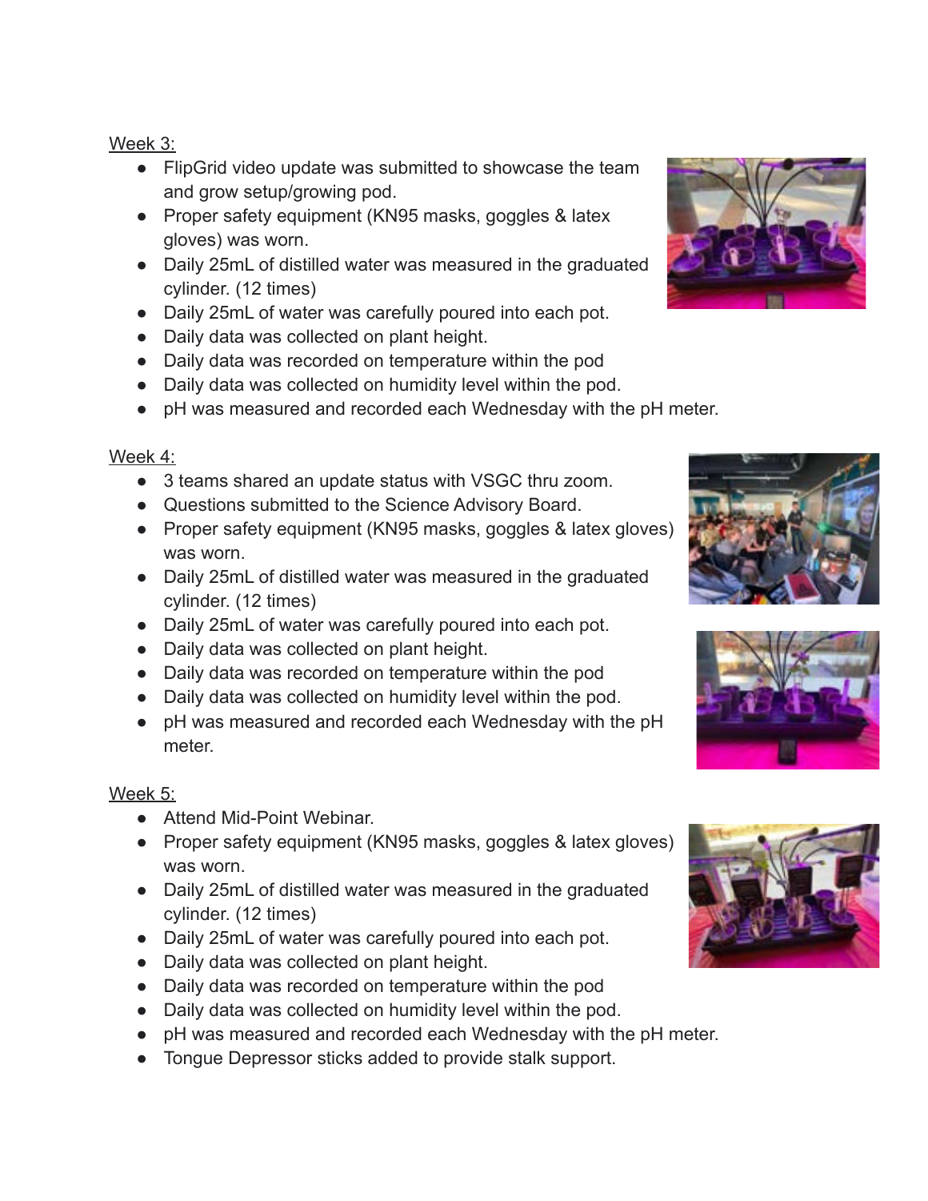Week 3:

- FlipGrid video update was submitted to showcase the team and grow setup/growing pod.
- Proper safety equipment (KN95 masks, goggles & latex gloves) was worn.
- Daily 25mL of distilled water was measured in the graduated cylinder. (12 times)
- Daily 25mL of water was carefully poured into each pot.
- Daily data was collected on plant height.
- Daily data was recorded on temperature within the pod
- Daily data was collected on humidity level within the pod.
- pH was measured and recorded each Wednesday with the pH meter.

Week 4:

- 3 teams shared an update status with VSGC thru zoom.
- Questions submitted to the Science Advisory Board.
- Proper safety equipment (KN95 masks, goggles & latex gloves) was worn.
- Daily 25mL of distilled water was measured in the graduated cylinder. (12 times)
- Daily 25mL of water was carefully poured into each pot.
- Daily data was collected on plant height.
- Daily data was recorded on temperature within the pod
- Daily data was collected on humidity level within the pod.
- pH was measured and recorded each Wednesday with the pH meter.

Week 5:

- Attend Mid-Point Webinar.
- Proper safety equipment (KN95 masks, goggles & latex gloves) was worn.
- Daily 25mL of distilled water was measured in the graduated cylinder. (12 times)
- Daily 25mL of water was carefully poured into each pot.
- Daily data was collected on plant height.
- Daily data was recorded on temperature within the pod
- Daily data was collected on humidity level within the pod.
- pH was measured and recorded each Wednesday with the pH meter.
- Tongue Depressor sticks added to provide stalk support.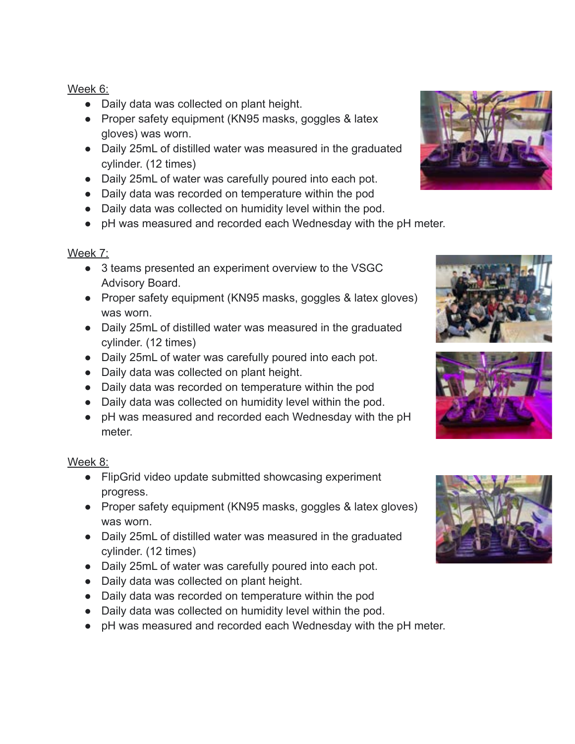Week 6:

- Daily data was collected on plant height.
- Proper safety equipment (KN95 masks, goggles & latex gloves) was worn.
- Daily 25mL of distilled water was measured in the graduated cylinder. (12 times)
- Daily 25mL of water was carefully poured into each pot.
- Daily data was recorded on temperature within the pod
- Daily data was collected on humidity level within the pod.
- pH was measured and recorded each Wednesday with the pH meter.

Week 7:

- 3 teams presented an experiment overview to the VSGC Advisory Board.
- Proper safety equipment (KN95 masks, goggles & latex gloves) was worn.
- Daily 25mL of distilled water was measured in the graduated cylinder. (12 times)
- Daily 25mL of water was carefully poured into each pot.
- Daily data was collected on plant height.
- Daily data was recorded on temperature within the pod
- Daily data was collected on humidity level within the pod.
- pH was measured and recorded each Wednesday with the pH meter.

Week 8:

- FlipGrid video update submitted showcasing experiment progress.
- Proper safety equipment (KN95 masks, goggles & latex gloves) was worn.
- Daily 25mL of distilled water was measured in the graduated cylinder. (12 times)
- Daily 25mL of water was carefully poured into each pot.
- Daily data was collected on plant height.
- Daily data was recorded on temperature within the pod
- Daily data was collected on humidity level within the pod.
- pH was measured and recorded each Wednesday with the pH meter.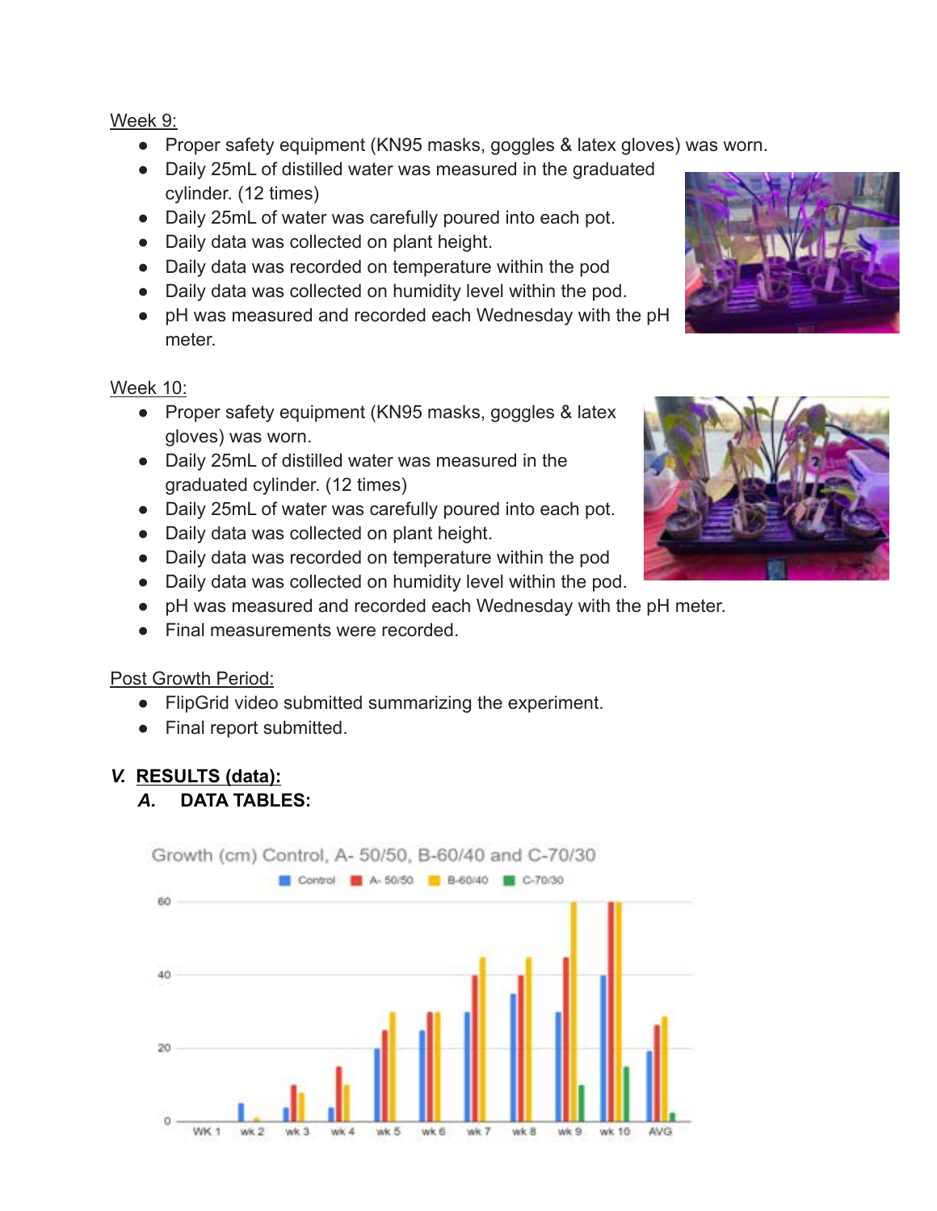Week 9:

- Proper safety equipment (KN95 masks, goggles & latex gloves) was worn.
- Daily 25mL of distilled water was measured in the graduated cylinder. (12 times)
- Daily 25mL of water was carefully poured into each pot.
- Daily data was collected on plant height.
- Daily data was recorded on temperature within the pod
- Daily data was collected on humidity level within the pod.
- pH was measured and recorded each Wednesday with the pH meter.

Week 10:

- Proper safety equipment (KN95 masks, goggles & latex gloves) was worn.
- Daily 25mL of distilled water was measured in the graduated cylinder. (12 times)
- Daily 25mL of water was carefully poured into each pot.
- Daily data was collected on plant height.
- Daily data was recorded on temperature within the pod
- Daily data was collected on humidity level within the pod.
- pH was measured and recorded each Wednesday with the pH meter.
- Final measurements were recorded.

Post Growth Period:

- FlipGrid video submitted summarizing the experiment.
- Final report submitted.

## *V.* RESULTS (data):

### *A.* DATA TABLES:

Growth (cm) Control, A- 50/50, B-60/40 and C-70/30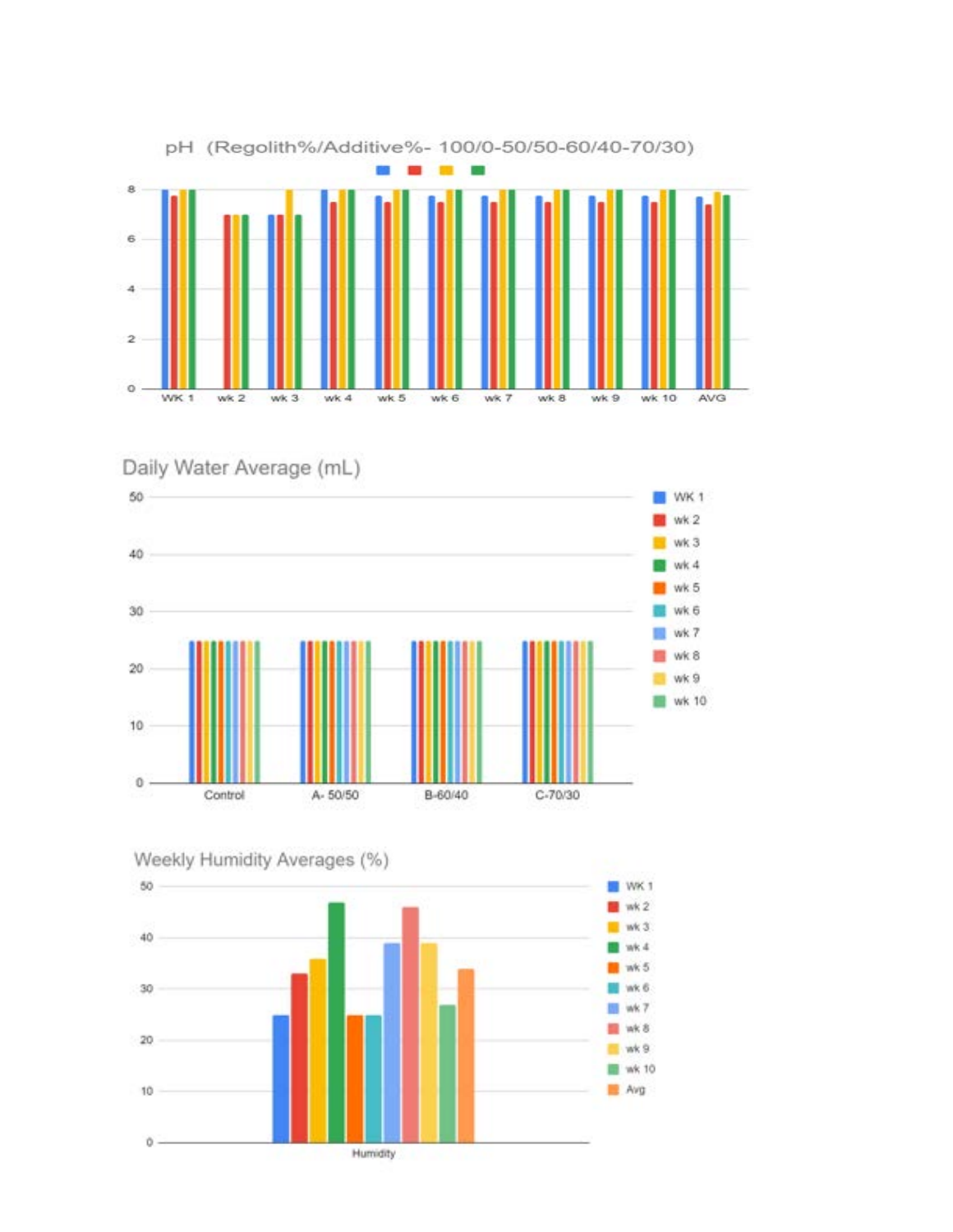pH (Regolith%/Additive%- 100/0-50/50-60/40-70/30)

8
6
4
2
0

WK 1 | wk 2 | wk 3 | wk 4 | wk 5 | wk 6 | wk 7 | wk 8 | wk 9 | wk 10 | AVG

Daily Water Average (mL)

50
40
30
20
10
0

Control | A- 50/50 | B-60/40 | C-70/30

WK 1, wk 2, wk 3, wk 4, wk 5, wk 6, wk 7, wk 8, wk 9, wk 10

Weekly Humidity Averages (%)

50
40
30
20
10
0

Humidity

WK 1, wk 2, wk 3, wk 4, wk 5, wk 6, wk 7, wk 8, wk 9, wk 10, Avg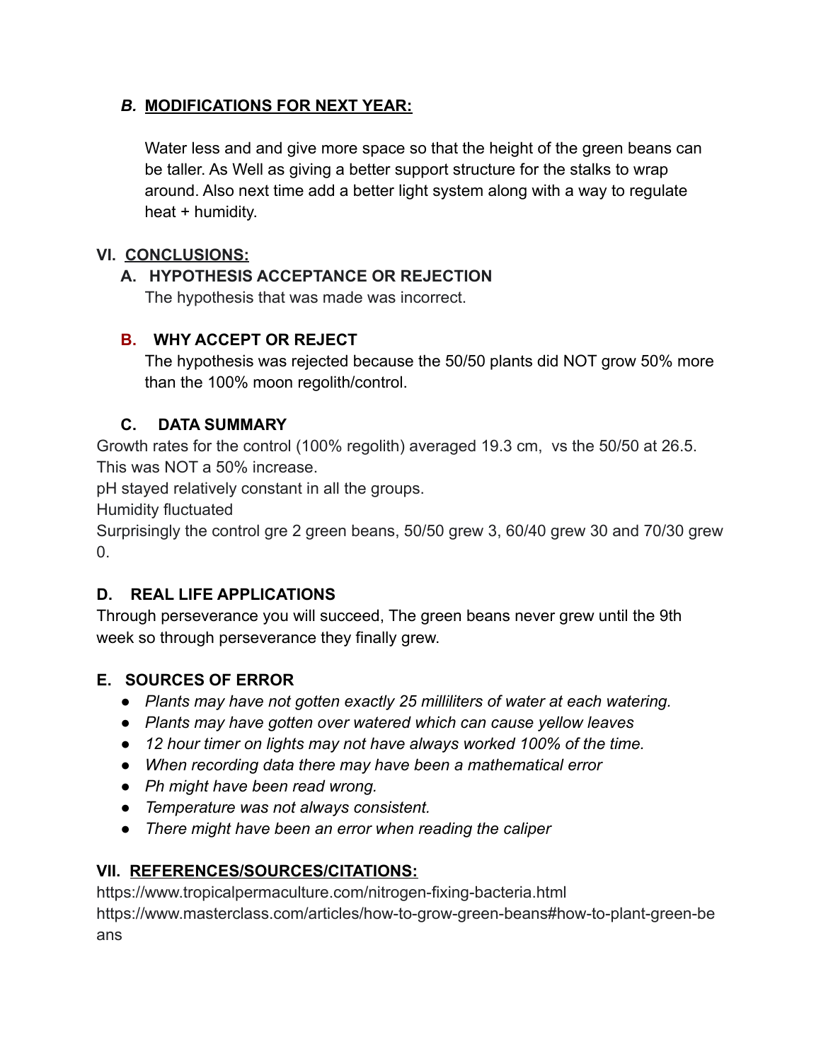### *B.* MODIFICATIONS FOR NEXT YEAR:

Water less and and give more space so that the height of the green beans can be taller. As Well as giving a better support structure for the stalks to wrap around. Also next time add a better light system along with a way to regulate heat + humidity.

## VI. CONCLUSIONS:

### A. HYPOTHESIS ACCEPTANCE OR REJECTION

The hypothesis that was made was incorrect.

### B. WHY ACCEPT OR REJECT

The hypothesis was rejected because the 50/50 plants did NOT grow 50% more than the 100% moon regolith/control.

### C. DATA SUMMARY

Growth rates for the control (100% regolith) averaged 19.3 cm, vs the 50/50 at 26.5. This was NOT a 50% increase.
pH stayed relatively constant in all the groups.
Humidity fluctuated
Surprisingly the control gre 2 green beans, 50/50 grew 3, 60/40 grew 30 and 70/30 grew 0.

### D. REAL LIFE APPLICATIONS

Through perseverance you will succeed, The green beans never grew until the 9th week so through perseverance they finally grew.

### E. SOURCES OF ERROR

- *Plants may have not gotten exactly 25 milliliters of water at each watering.*
- *Plants may have gotten over watered which can cause yellow leaves*
- *12 hour timer on lights may not have always worked 100% of the time.*
- *When recording data there may have been a mathematical error*
- *Ph might have been read wrong.*
- *Temperature was not always consistent.*
- *There might have been an error when reading the caliper*

## VII. REFERENCES/SOURCES/CITATIONS:

https://www.tropicalpermaculture.com/nitrogen-fixing-bacteria.html
https://www.masterclass.com/articles/how-to-grow-green-beans#how-to-plant-green-beans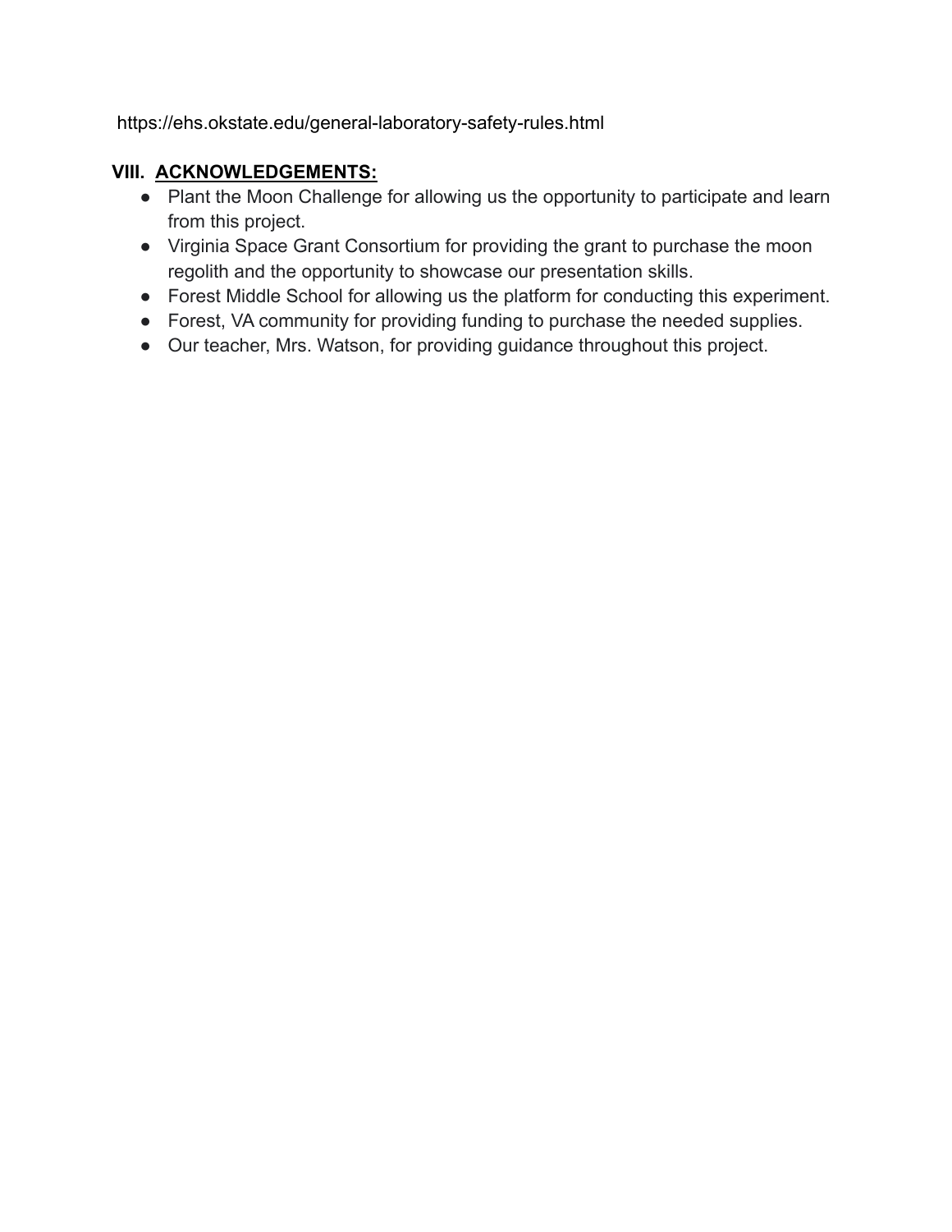https://ehs.okstate.edu/general-laboratory-safety-rules.html

## VIII. ACKNOWLEDGEMENTS:

- Plant the Moon Challenge for allowing us the opportunity to participate and learn from this project.
- Virginia Space Grant Consortium for providing the grant to purchase the moon regolith and the opportunity to showcase our presentation skills.
- Forest Middle School for allowing us the platform for conducting this experiment.
- Forest, VA community for providing funding to purchase the needed supplies.
- Our teacher, Mrs. Watson, for providing guidance throughout this project.